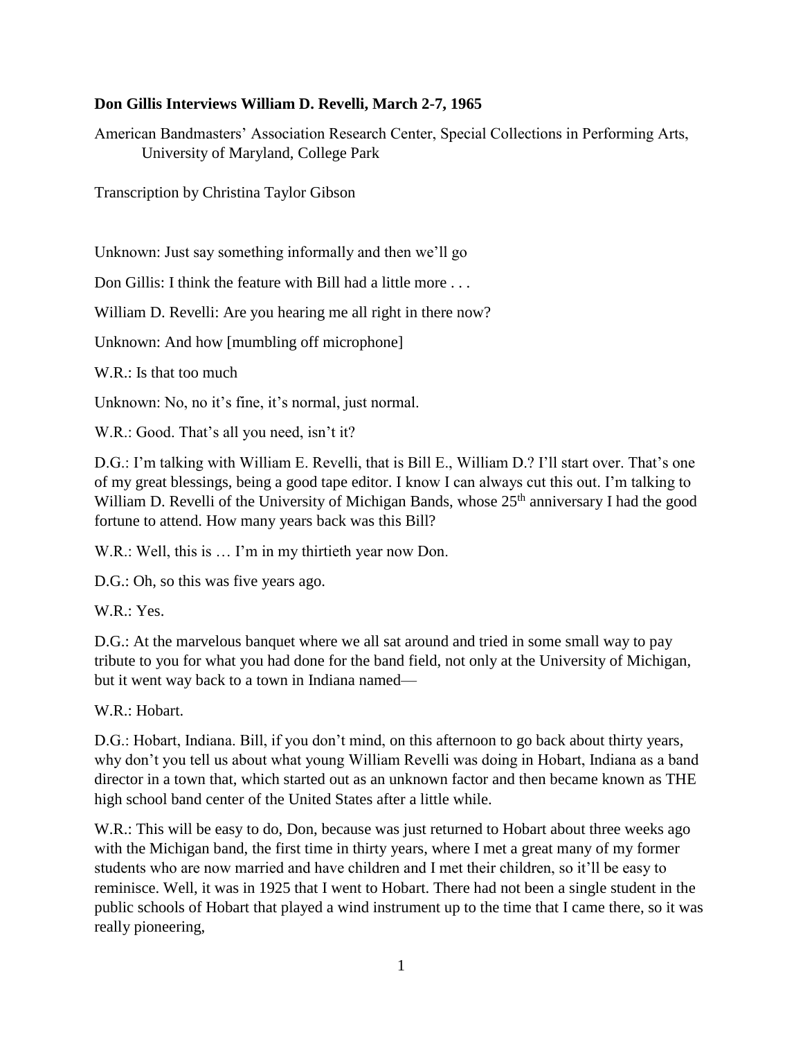**Don Gillis Interviews William D. Revelli, March 2-7, 1965**

American Bandmasters' Association Research Center, Special Collections in Performing Arts, University of Maryland, College Park

Transcription by Christina Taylor Gibson

Unknown: Just say something informally and then we'll go

Don Gillis: I think the feature with Bill had a little more . . .

William D. Revelli: Are you hearing me all right in there now?

Unknown: And how [mumbling off microphone]

W.R.: Is that too much

Unknown: No, no it's fine, it's normal, just normal.

W.R.: Good. That's all you need, isn't it?

D.G.: I'm talking with William E. Revelli, that is Bill E., William D.? I'll start over. That's one of my great blessings, being a good tape editor. I know I can always cut this out. I'm talking to William D. Revelli of the University of Michigan Bands, whose 25th anniversary I had the good fortune to attend. How many years back was this Bill?

W.R.: Well, this is … I'm in my thirtieth year now Don.

D.G.: Oh, so this was five years ago.

W.R.: Yes.

D.G.: At the marvelous banquet where we all sat around and tried in some small way to pay tribute to you for what you had done for the band field, not only at the University of Michigan, but it went way back to a town in Indiana named—

W.R.: Hobart.

D.G.: Hobart, Indiana. Bill, if you don't mind, on this afternoon to go back about thirty years, why don't you tell us about what young William Revelli was doing in Hobart, Indiana as a band director in a town that, which started out as an unknown factor and then became known as THE high school band center of the United States after a little while.

W.R.: This will be easy to do, Don, because was just returned to Hobart about three weeks ago with the Michigan band, the first time in thirty years, where I met a great many of my former students who are now married and have children and I met their children, so it'll be easy to reminisce. Well, it was in 1925 that I went to Hobart. There had not been a single student in the public schools of Hobart that played a wind instrument up to the time that I came there, so it was really pioneering,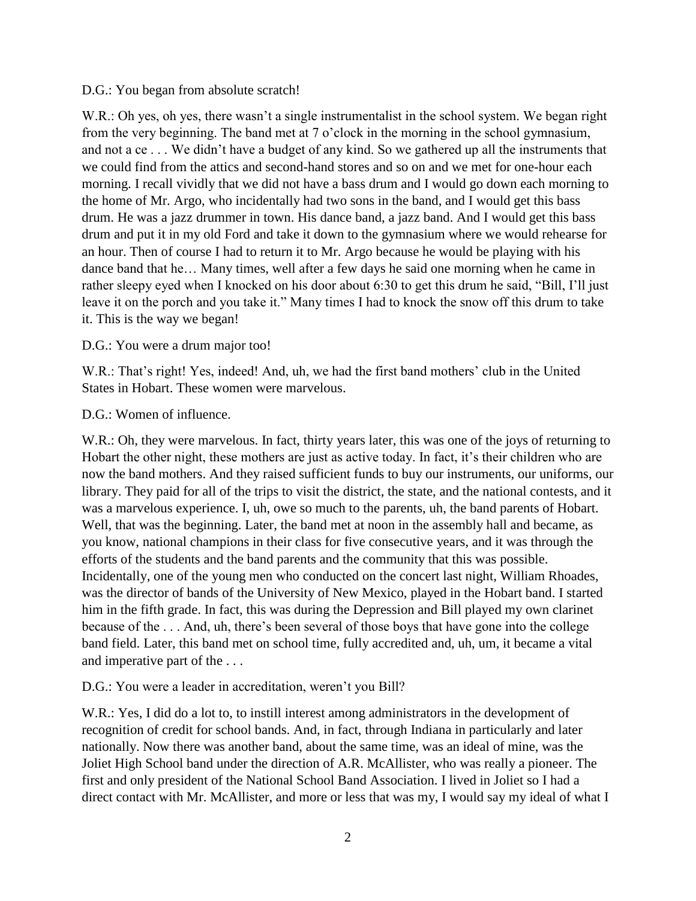D.G.: You began from absolute scratch!

W.R.: Oh yes, oh yes, there wasn't a single instrumentalist in the school system. We began right from the very beginning. The band met at 7 o'clock in the morning in the school gymnasium, and not a ce . . . We didn't have a budget of any kind. So we gathered up all the instruments that we could find from the attics and second-hand stores and so on and we met for one-hour each morning. I recall vividly that we did not have a bass drum and I would go down each morning to the home of Mr. Argo, who incidentally had two sons in the band, and I would get this bass drum. He was a jazz drummer in town. His dance band, a jazz band. And I would get this bass drum and put it in my old Ford and take it down to the gymnasium where we would rehearse for an hour. Then of course I had to return it to Mr. Argo because he would be playing with his dance band that he… Many times, well after a few days he said one morning when he came in rather sleepy eyed when I knocked on his door about 6:30 to get this drum he said, "Bill, I'll just leave it on the porch and you take it." Many times I had to knock the snow off this drum to take it. This is the way we began!

D.G.: You were a drum major too!

W.R.: That's right! Yes, indeed! And, uh, we had the first band mothers' club in the United States in Hobart. These women were marvelous.

D.G.: Women of influence.

W.R.: Oh, they were marvelous. In fact, thirty years later, this was one of the joys of returning to Hobart the other night, these mothers are just as active today. In fact, it's their children who are now the band mothers. And they raised sufficient funds to buy our instruments, our uniforms, our library. They paid for all of the trips to visit the district, the state, and the national contests, and it was a marvelous experience. I, uh, owe so much to the parents, uh, the band parents of Hobart. Well, that was the beginning. Later, the band met at noon in the assembly hall and became, as you know, national champions in their class for five consecutive years, and it was through the efforts of the students and the band parents and the community that this was possible. Incidentally, one of the young men who conducted on the concert last night, William Rhoades, was the director of bands of the University of New Mexico, played in the Hobart band. I started him in the fifth grade. In fact, this was during the Depression and Bill played my own clarinet because of the . . . And, uh, there's been several of those boys that have gone into the college band field. Later, this band met on school time, fully accredited and, uh, um, it became a vital and imperative part of the . . .

D.G.: You were a leader in accreditation, weren't you Bill?

W.R.: Yes, I did do a lot to, to instill interest among administrators in the development of recognition of credit for school bands. And, in fact, through Indiana in particularly and later nationally. Now there was another band, about the same time, was an ideal of mine, was the Joliet High School band under the direction of A.R. McAllister, who was really a pioneer. The first and only president of the National School Band Association. I lived in Joliet so I had a direct contact with Mr. McAllister, and more or less that was my, I would say my ideal of what I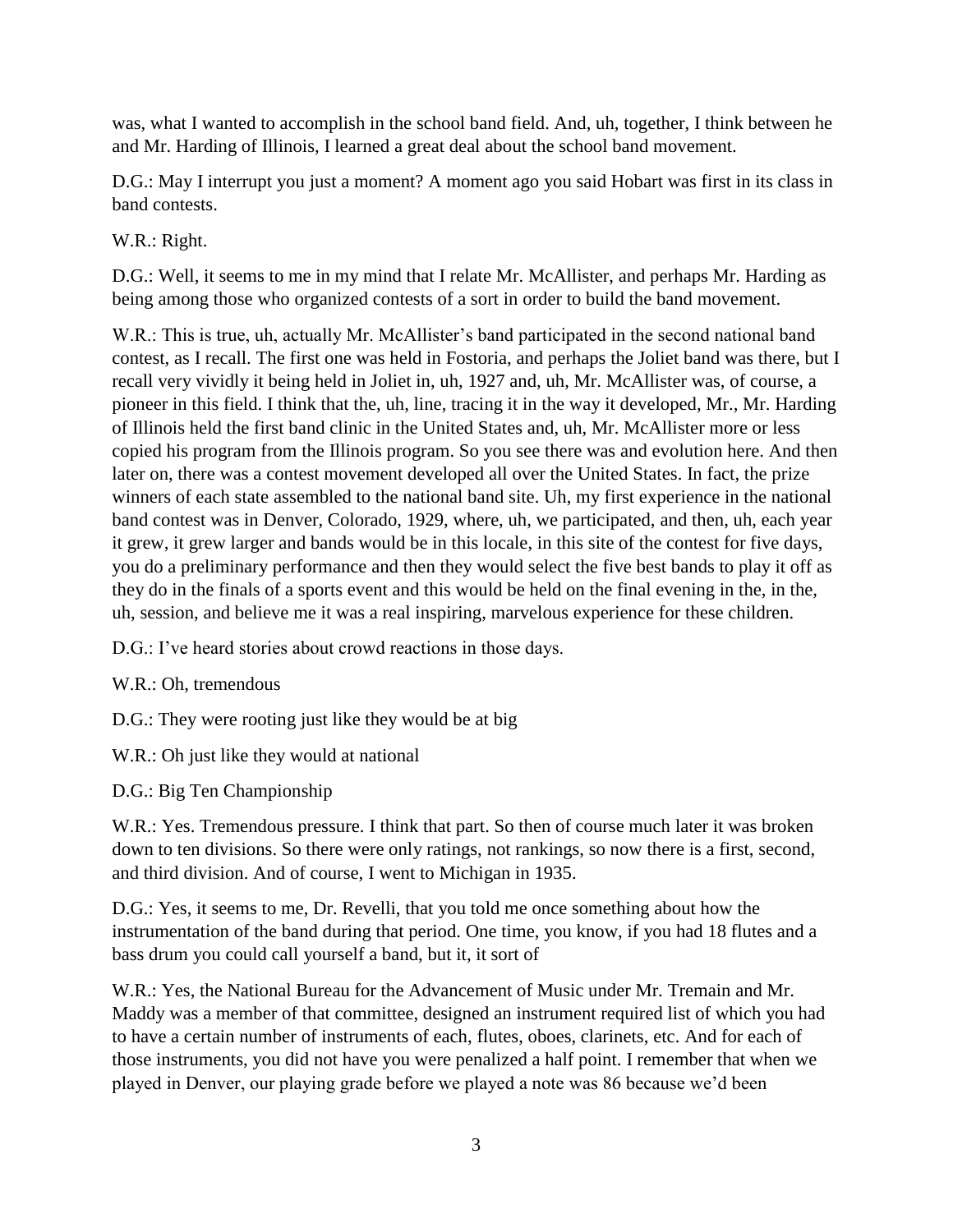was, what I wanted to accomplish in the school band field. And, uh, together, I think between he and Mr. Harding of Illinois, I learned a great deal about the school band movement.

D.G.: May I interrupt you just a moment? A moment ago you said Hobart was first in its class in band contests.

W.R.: Right.

D.G.: Well, it seems to me in my mind that I relate Mr. McAllister, and perhaps Mr. Harding as being among those who organized contests of a sort in order to build the band movement.

W.R.: This is true, uh, actually Mr. McAllister's band participated in the second national band contest, as I recall. The first one was held in Fostoria, and perhaps the Joliet band was there, but I recall very vividly it being held in Joliet in, uh, 1927 and, uh, Mr. McAllister was, of course, a pioneer in this field. I think that the, uh, line, tracing it in the way it developed, Mr., Mr. Harding of Illinois held the first band clinic in the United States and, uh, Mr. McAllister more or less copied his program from the Illinois program. So you see there was and evolution here. And then later on, there was a contest movement developed all over the United States. In fact, the prize winners of each state assembled to the national band site. Uh, my first experience in the national band contest was in Denver, Colorado, 1929, where, uh, we participated, and then, uh, each year it grew, it grew larger and bands would be in this locale, in this site of the contest for five days, you do a preliminary performance and then they would select the five best bands to play it off as they do in the finals of a sports event and this would be held on the final evening in the, in the, uh, session, and believe me it was a real inspiring, marvelous experience for these children.

D.G.: I've heard stories about crowd reactions in those days.

W.R.: Oh, tremendous

D.G.: They were rooting just like they would be at big

W.R.: Oh just like they would at national

D.G.: Big Ten Championship

W.R.: Yes. Tremendous pressure. I think that part. So then of course much later it was broken down to ten divisions. So there were only ratings, not rankings, so now there is a first, second, and third division. And of course, I went to Michigan in 1935.

D.G.: Yes, it seems to me, Dr. Revelli, that you told me once something about how the instrumentation of the band during that period. One time, you know, if you had 18 flutes and a bass drum you could call yourself a band, but it, it sort of

W.R.: Yes, the National Bureau for the Advancement of Music under Mr. Tremain and Mr. Maddy was a member of that committee, designed an instrument required list of which you had to have a certain number of instruments of each, flutes, oboes, clarinets, etc. And for each of those instruments, you did not have you were penalized a half point. I remember that when we played in Denver, our playing grade before we played a note was 86 because we'd been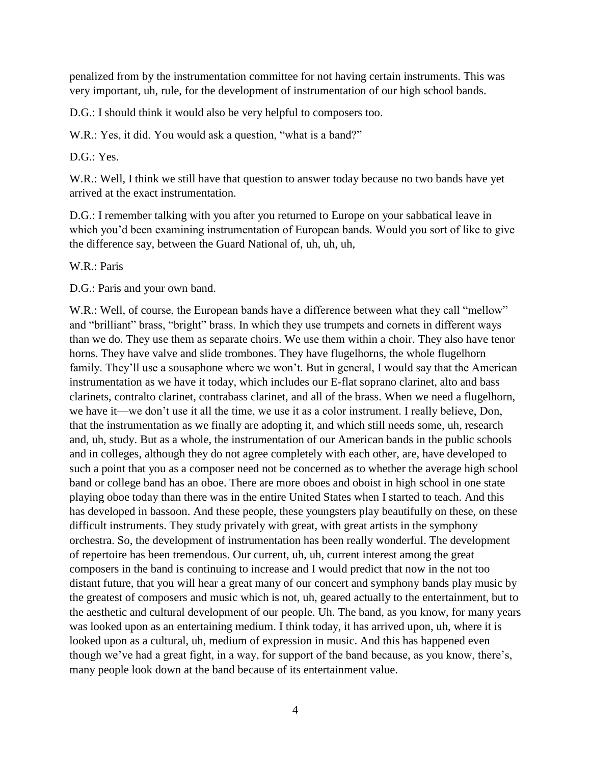penalized from by the instrumentation committee for not having certain instruments. This was very important, uh, rule, for the development of instrumentation of our high school bands.

D.G.: I should think it would also be very helpful to composers too.

W.R.: Yes, it did. You would ask a question, "what is a band?"

D.G.: Yes.

W.R.: Well, I think we still have that question to answer today because no two bands have yet arrived at the exact instrumentation.

D.G.: I remember talking with you after you returned to Europe on your sabbatical leave in which you'd been examining instrumentation of European bands. Would you sort of like to give the difference say, between the Guard National of, uh, uh, uh,

W.R.: Paris

D.G.: Paris and your own band.

W.R.: Well, of course, the European bands have a difference between what they call "mellow" and "brilliant" brass, "bright" brass. In which they use trumpets and cornets in different ways than we do. They use them as separate choirs. We use them within a choir. They also have tenor horns. They have valve and slide trombones. They have flugelhorns, the whole flugelhorn family. They'll use a sousaphone where we won't. But in general, I would say that the American instrumentation as we have it today, which includes our E-flat soprano clarinet, alto and bass clarinets, contralto clarinet, contrabass clarinet, and all of the brass. When we need a flugelhorn, we have it—we don't use it all the time, we use it as a color instrument. I really believe, Don, that the instrumentation as we finally are adopting it, and which still needs some, uh, research and, uh, study. But as a whole, the instrumentation of our American bands in the public schools and in colleges, although they do not agree completely with each other, are, have developed to such a point that you as a composer need not be concerned as to whether the average high school band or college band has an oboe. There are more oboes and oboist in high school in one state playing oboe today than there was in the entire United States when I started to teach. And this has developed in bassoon. And these people, these youngsters play beautifully on these, on these difficult instruments. They study privately with great, with great artists in the symphony orchestra. So, the development of instrumentation has been really wonderful. The development of repertoire has been tremendous. Our current, uh, uh, current interest among the great composers in the band is continuing to increase and I would predict that now in the not too distant future, that you will hear a great many of our concert and symphony bands play music by the greatest of composers and music which is not, uh, geared actually to the entertainment, but to the aesthetic and cultural development of our people. Uh. The band, as you know, for many years was looked upon as an entertaining medium. I think today, it has arrived upon, uh, where it is looked upon as a cultural, uh, medium of expression in music. And this has happened even though we've had a great fight, in a way, for support of the band because, as you know, there's, many people look down at the band because of its entertainment value.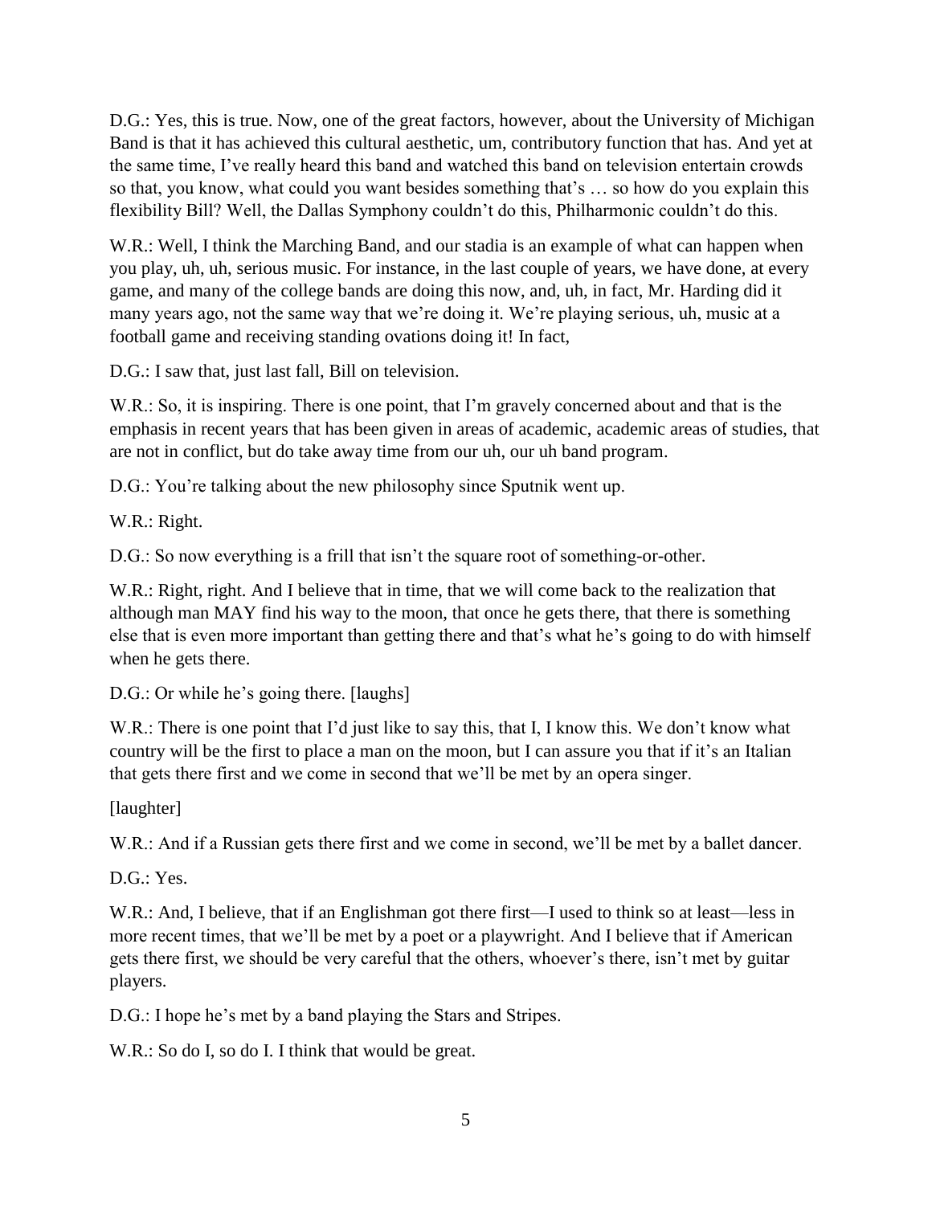D.G.: Yes, this is true. Now, one of the great factors, however, about the University of Michigan Band is that it has achieved this cultural aesthetic, um, contributory function that has. And yet at the same time, I've really heard this band and watched this band on television entertain crowds so that, you know, what could you want besides something that's … so how do you explain this flexibility Bill? Well, the Dallas Symphony couldn't do this, Philharmonic couldn't do this.

W.R.: Well, I think the Marching Band, and our stadia is an example of what can happen when you play, uh, uh, serious music. For instance, in the last couple of years, we have done, at every game, and many of the college bands are doing this now, and, uh, in fact, Mr. Harding did it many years ago, not the same way that we're doing it. We're playing serious, uh, music at a football game and receiving standing ovations doing it! In fact,

D.G.: I saw that, just last fall, Bill on television.

W.R.: So, it is inspiring. There is one point, that I'm gravely concerned about and that is the emphasis in recent years that has been given in areas of academic, academic areas of studies, that are not in conflict, but do take away time from our uh, our uh band program.

D.G.: You're talking about the new philosophy since Sputnik went up.

W.R.: Right.

D.G.: So now everything is a frill that isn't the square root of something-or-other.

W.R.: Right, right. And I believe that in time, that we will come back to the realization that although man MAY find his way to the moon, that once he gets there, that there is something else that is even more important than getting there and that's what he's going to do with himself when he gets there.

D.G.: Or while he's going there. [laughs]

W.R.: There is one point that I'd just like to say this, that I, I know this. We don't know what country will be the first to place a man on the moon, but I can assure you that if it's an Italian that gets there first and we come in second that we'll be met by an opera singer.

[laughter]

W.R.: And if a Russian gets there first and we come in second, we'll be met by a ballet dancer.

D.G.: Yes.

W.R.: And, I believe, that if an Englishman got there first—I used to think so at least—less in more recent times, that we'll be met by a poet or a playwright. And I believe that if American gets there first, we should be very careful that the others, whoever's there, isn't met by guitar players.

D.G.: I hope he's met by a band playing the Stars and Stripes.

W.R.: So do I, so do I. I think that would be great.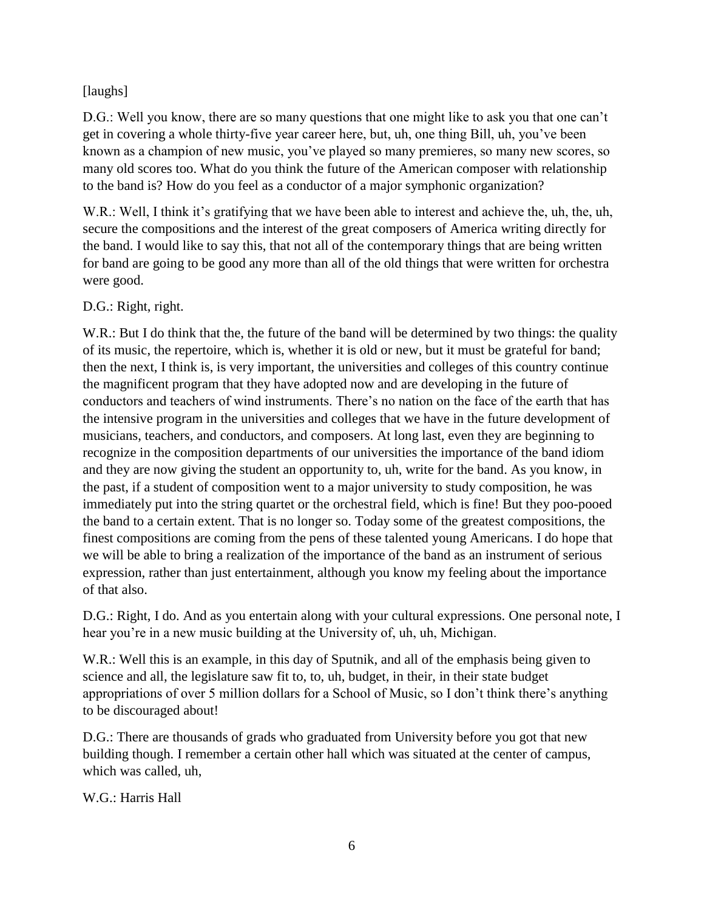[laughs]

D.G.: Well you know, there are so many questions that one might like to ask you that one can't get in covering a whole thirty-five year career here, but, uh, one thing Bill, uh, you've been known as a champion of new music, you've played so many premieres, so many new scores, so many old scores too. What do you think the future of the American composer with relationship to the band is? How do you feel as a conductor of a major symphonic organization?

W.R.: Well, I think it's gratifying that we have been able to interest and achieve the, uh, the, uh, secure the compositions and the interest of the great composers of America writing directly for the band. I would like to say this, that not all of the contemporary things that are being written for band are going to be good any more than all of the old things that were written for orchestra were good.

D.G.: Right, right.

W.R.: But I do think that the, the future of the band will be determined by two things: the quality of its music, the repertoire, which is, whether it is old or new, but it must be grateful for band; then the next, I think is, is very important, the universities and colleges of this country continue the magnificent program that they have adopted now and are developing in the future of conductors and teachers of wind instruments. There's no nation on the face of the earth that has the intensive program in the universities and colleges that we have in the future development of musicians, teachers, and conductors, and composers. At long last, even they are beginning to recognize in the composition departments of our universities the importance of the band idiom and they are now giving the student an opportunity to, uh, write for the band. As you know, in the past, if a student of composition went to a major university to study composition, he was immediately put into the string quartet or the orchestral field, which is fine! But they poo-pooed the band to a certain extent. That is no longer so. Today some of the greatest compositions, the finest compositions are coming from the pens of these talented young Americans. I do hope that we will be able to bring a realization of the importance of the band as an instrument of serious expression, rather than just entertainment, although you know my feeling about the importance of that also.

D.G.: Right, I do. And as you entertain along with your cultural expressions. One personal note, I hear you're in a new music building at the University of, uh, uh, Michigan.

W.R.: Well this is an example, in this day of Sputnik, and all of the emphasis being given to science and all, the legislature saw fit to, to, uh, budget, in their, in their state budget appropriations of over 5 million dollars for a School of Music, so I don't think there's anything to be discouraged about!

D.G.: There are thousands of grads who graduated from University before you got that new building though. I remember a certain other hall which was situated at the center of campus, which was called, uh,

W.G.: Harris Hall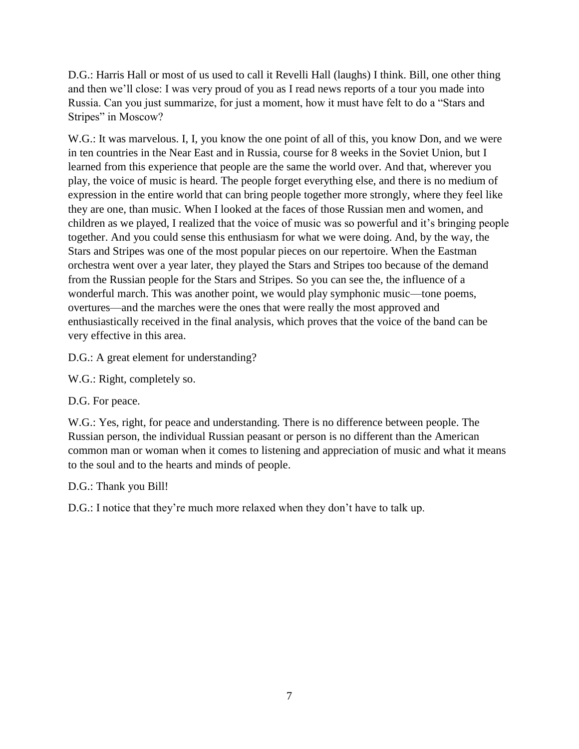D.G.: Harris Hall or most of us used to call it Revelli Hall (laughs) I think. Bill, one other thing and then we'll close: I was very proud of you as I read news reports of a tour you made into Russia. Can you just summarize, for just a moment, how it must have felt to do a "Stars and Stripes" in Moscow?

W.G.: It was marvelous. I, I, you know the one point of all of this, you know Don, and we were in ten countries in the Near East and in Russia, course for 8 weeks in the Soviet Union, but I learned from this experience that people are the same the world over. And that, wherever you play, the voice of music is heard. The people forget everything else, and there is no medium of expression in the entire world that can bring people together more strongly, where they feel like they are one, than music. When I looked at the faces of those Russian men and women, and children as we played, I realized that the voice of music was so powerful and it's bringing people together. And you could sense this enthusiasm for what we were doing. And, by the way, the Stars and Stripes was one of the most popular pieces on our repertoire. When the Eastman orchestra went over a year later, they played the Stars and Stripes too because of the demand from the Russian people for the Stars and Stripes. So you can see the, the influence of a wonderful march. This was another point, we would play symphonic music—tone poems, overtures—and the marches were the ones that were really the most approved and enthusiastically received in the final analysis, which proves that the voice of the band can be very effective in this area.

D.G.: A great element for understanding?

W.G.: Right, completely so.

D.G. For peace.

W.G.: Yes, right, for peace and understanding. There is no difference between people. The Russian person, the individual Russian peasant or person is no different than the American common man or woman when it comes to listening and appreciation of music and what it means to the soul and to the hearts and minds of people.

D.G.: Thank you Bill!

D.G.: I notice that they're much more relaxed when they don't have to talk up.